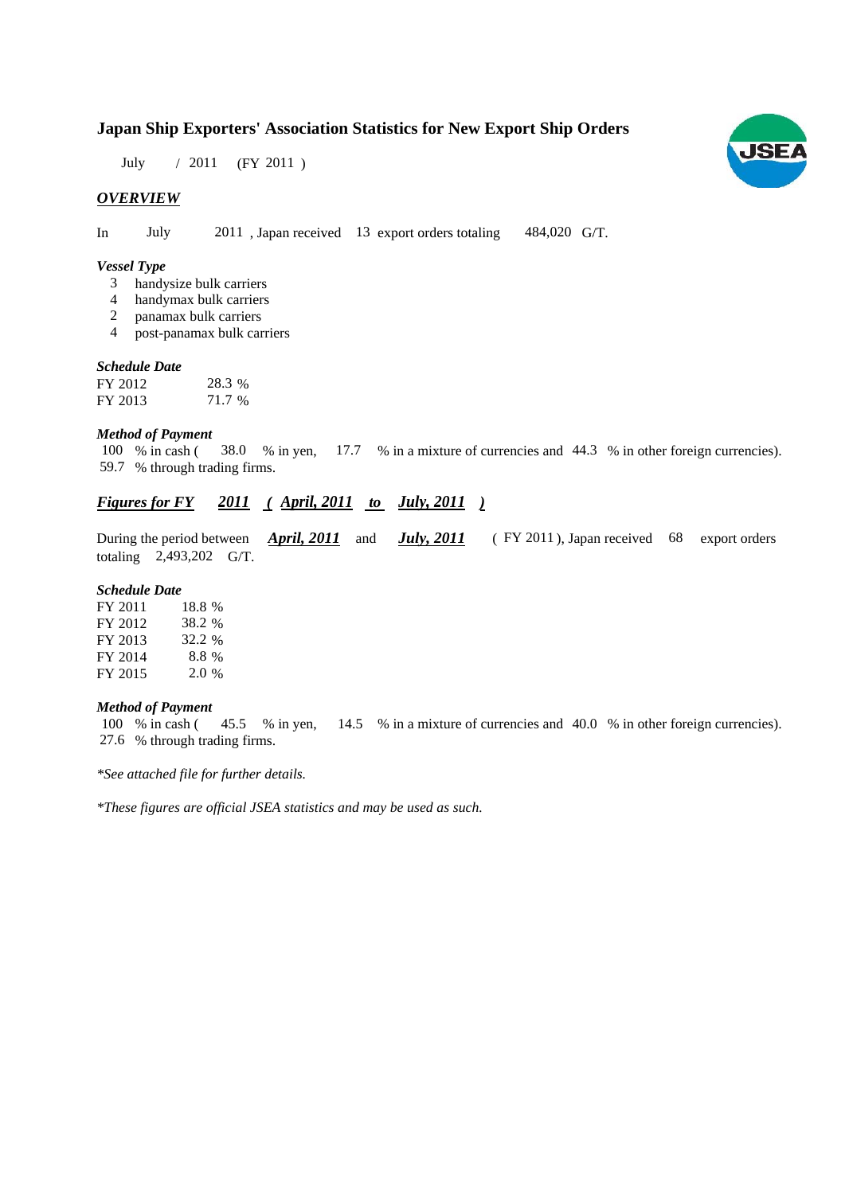# Japan Ship Exporters' Association Statistics for New Export Ship Orders

July / 2011 (FY 2011 )

## *OVERVIEW*

In July 2011 , Japan received 13 export orders totaling 484,020 G/T.

### *Vessel Type*

3 handysize bulk carriers
4 handymax bulk carriers
2 panamax bulk carriers
4 post-panamax bulk carriers

### *Schedule Date*

| | |
|---|---|
| FY 2012 | 28.3 % |
| FY 2013 | 71.7 % |

### *Method of Payment*

100 % in cash ( 38.0 % in yen, 17.7 % in a mixture of currencies and 44.3 % in other foreign currencies).
59.7 % through trading firms.

## *Figures for FY 2011 ( April, 2011 to July, 2011 )*

During the period between ***April, 2011*** and ***July, 2011*** ( FY 2011 ), Japan received 68 export orders totaling 2,493,202 G/T.

### *Schedule Date*

| | |
|---|---|
| FY 2011 | 18.8 % |
| FY 2012 | 38.2 % |
| FY 2013 | 32.2 % |
| FY 2014 | 8.8 % |
| FY 2015 | 2.0 % |

### *Method of Payment*

100 % in cash ( 45.5 % in yen, 14.5 % in a mixture of currencies and 40.0 % in other foreign currencies).
27.6 % through trading firms.

*\*See attached file for further details.*

*\*These figures are official JSEA statistics and may be used as such.*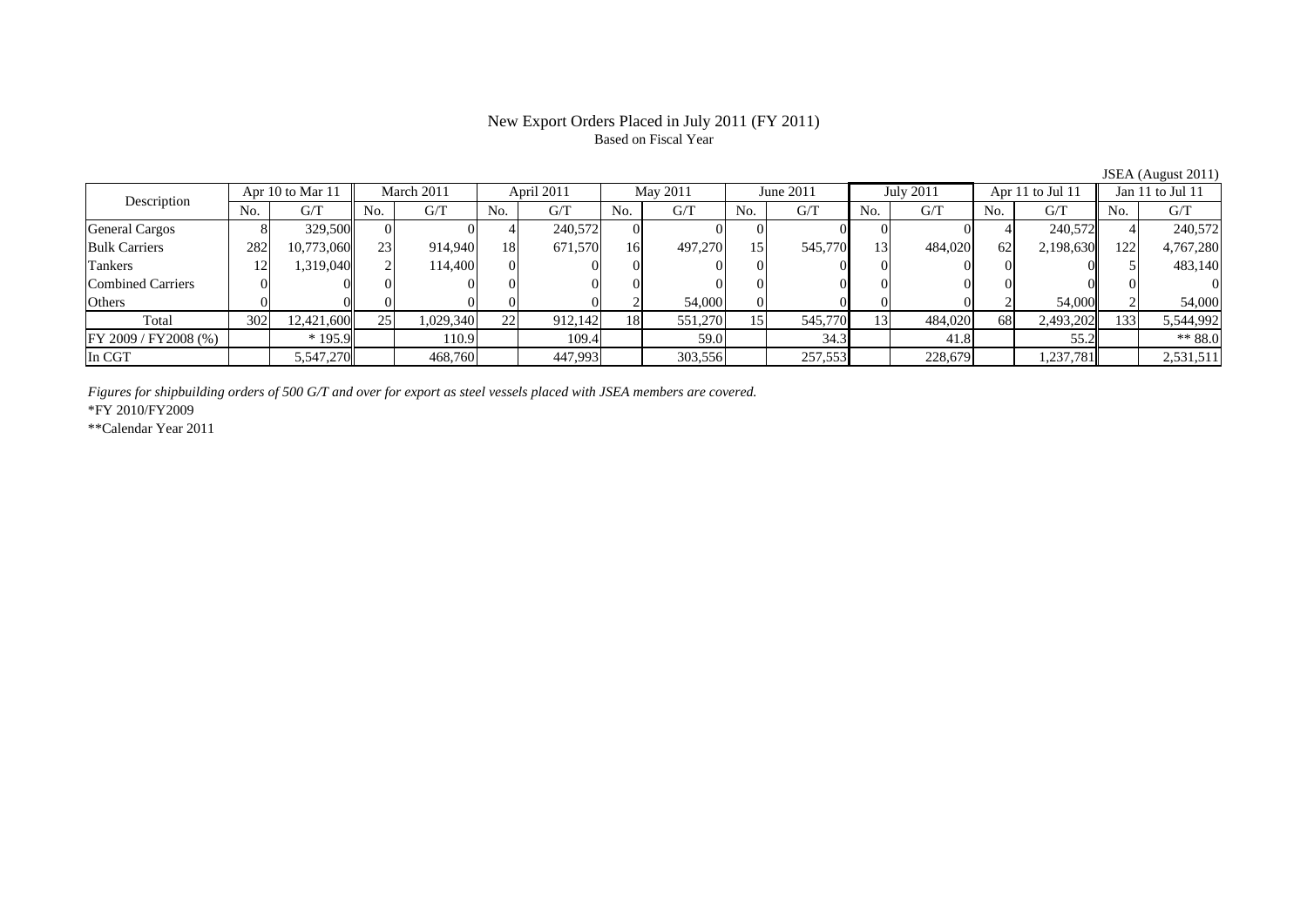# New Export Orders Placed in July 2011 (FY 2011)

Based on Fiscal Year

JSEA (August 2011)

| Description | Apr 10 to Mar 11 | | March 2011 | | April 2011 | | May 2011 | | June 2011 | | July 2011 | | Apr 11 to Jul 11 | | Jan 11 to Jul 11 | |
|---|---|---|---|---|---|---|---|---|---|---|---|---|---|---|---|---|
| | No. | G/T | No. | G/T | No. | G/T | No. | G/T | No. | G/T | No. | G/T | No. | G/T | No. | G/T |
| General Cargos | 8 | 329,500 | 0 | 0 | 4 | 240,572 | 0 | 0 | 0 | 0 | 0 | 0 | 4 | 240,572 | 4 | 240,572 |
| Bulk Carriers | 282 | 10,773,060 | 23 | 914,940 | 18 | 671,570 | 16 | 497,270 | 15 | 545,770 | 13 | 484,020 | 62 | 2,198,630 | 122 | 4,767,280 |
| Tankers | 12 | 1,319,040 | 2 | 114,400 | 0 | 0 | 0 | 0 | 0 | 0 | 0 | 0 | 0 | 0 | 5 | 483,140 |
| Combined Carriers | 0 | 0 | 0 | 0 | 0 | 0 | 0 | 0 | 0 | 0 | 0 | 0 | 0 | 0 | 0 | 0 |
| Others | 0 | 0 | 0 | 0 | 0 | 0 | 2 | 54,000 | 0 | 0 | 0 | 0 | 2 | 54,000 | 2 | 54,000 |
| Total | 302 | 12,421,600 | 25 | 1,029,340 | 22 | 912,142 | 18 | 551,270 | 15 | 545,770 | 13 | 484,020 | 68 | 2,493,202 | 133 | 5,544,992 |
| FY 2009 / FY2008 (%) | | * 195.9 | | 110.9 | | 109.4 | | 59.0 | | 34.3 | | 41.8 | | 55.2 | | ** 88.0 |
| In CGT | | 5,547,270 | | 468,760 | | 447,993 | | 303,556 | | 257,553 | | 228,679 | | 1,237,781 | | 2,531,511 |

*Figures for shipbuilding orders of 500 G/T and over for export as steel vessels placed with JSEA members are covered.*

*FY 2010/FY2009

**Calendar Year 2011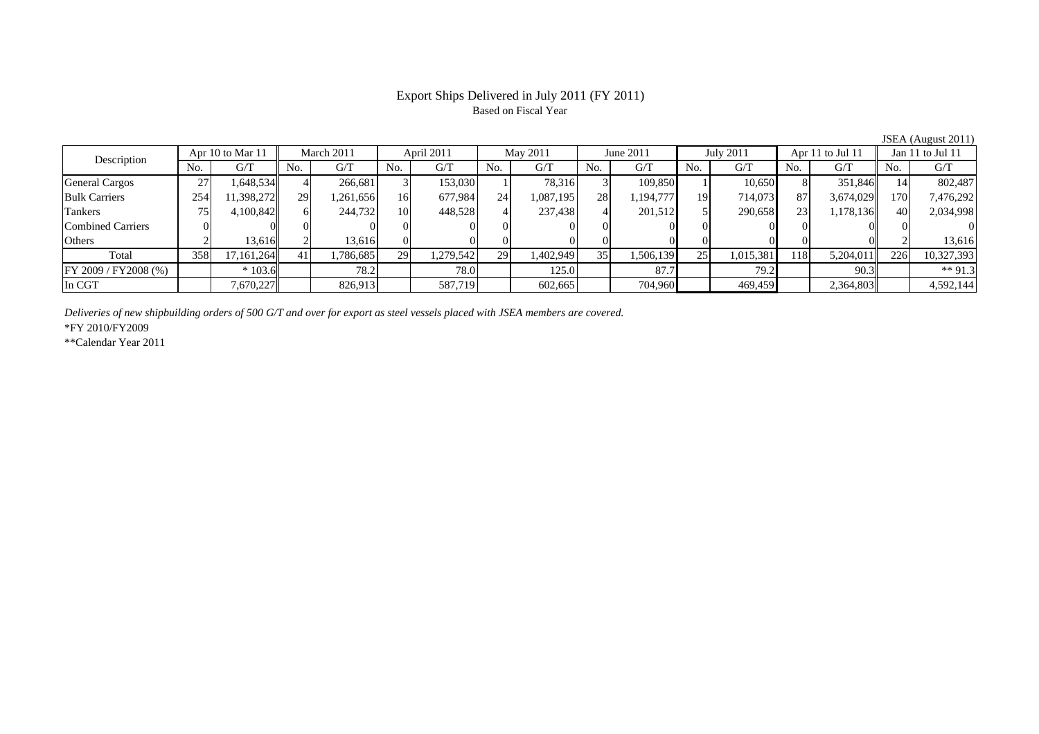# Export Ships Delivered in July 2011 (FY 2011)

Based on Fiscal Year

JSEA (August 2011)

| Description | Apr 10 to Mar 11 | | March 2011 | | April 2011 | | May 2011 | | June 2011 | | July 2011 | | Apr 11 to Jul 11 | | Jan 11 to Jul 11 | |
|---|---|---|---|---|---|---|---|---|---|---|---|---|---|---|---|---|
| | No. | G/T | No. | G/T | No. | G/T | No. | G/T | No. | G/T | No. | G/T | No. | G/T | No. | G/T |
| General Cargos | 27 | 1,648,534 | 4 | 266,681 | 3 | 153,030 | 1 | 78,316 | 3 | 109,850 | 1 | 10,650 | 8 | 351,846 | 14 | 802,487 |
| Bulk Carriers | 254 | 11,398,272 | 29 | 1,261,656 | 16 | 677,984 | 24 | 1,087,195 | 28 | 1,194,777 | 19 | 714,073 | 87 | 3,674,029 | 170 | 7,476,292 |
| Tankers | 75 | 4,100,842 | 6 | 244,732 | 10 | 448,528 | 4 | 237,438 | 4 | 201,512 | 5 | 290,658 | 23 | 1,178,136 | 40 | 2,034,998 |
| Combined Carriers | 0 | 0 | 0 | 0 | 0 | 0 | 0 | 0 | 0 | 0 | 0 | 0 | 0 | 0 | 0 | 0 |
| Others | 2 | 13,616 | 2 | 13,616 | 0 | 0 | 0 | 0 | 0 | 0 | 0 | 0 | 0 | 0 | 2 | 13,616 |
| Total | 358 | 17,161,264 | 41 | 1,786,685 | 29 | 1,279,542 | 29 | 1,402,949 | 35 | 1,506,139 | 25 | 1,015,381 | 118 | 5,204,011 | 226 | 10,327,393 |
| FY 2009 / FY2008 (%) | | * 103.6 | | 78.2 | | 78.0 | | 125.0 | | 87.7 | | 79.2 | | 90.3 | | ** 91.3 |
| In CGT | | 7,670,227 | | 826,913 | | 587,719 | | 602,665 | | 704,960 | | 469,459 | | 2,364,803 | | 4,592,144 |

*Deliveries of new shipbuilding orders of 500 G/T and over for export as steel vessels placed with JSEA members are covered.*

*FY 2010/FY2009

**Calendar Year 2011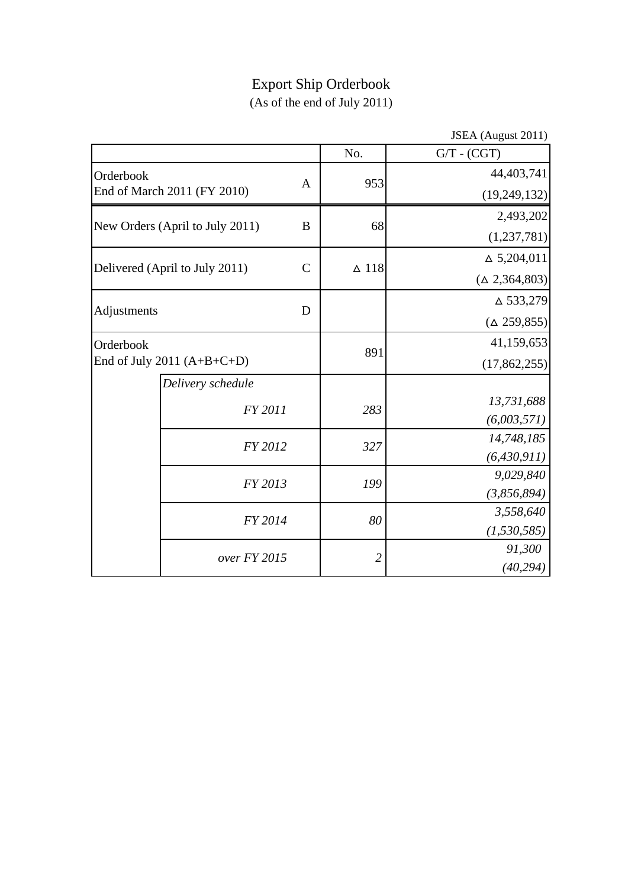# Export Ship Orderbook

(As of the end of July 2011)

JSEA (August 2011)

| | | | No. | G/T - (CGT) |
|---|---|---|---|---|
| Orderbook<br>End of March 2011 (FY 2010) | | A | 953 | 44,403,741<br>(19,249,132) |
| New Orders (April to July 2011) | | B | 68 | 2,493,202<br>(1,237,781) |
| Delivered (April to July 2011) | | C | △ 118 | △ 5,204,011<br>(△ 2,364,803) |
| Adjustments | | D | | △ 533,279<br>(△ 259,855) |
| Orderbook<br>End of July 2011 (A+B+C+D) | | | 891 | 41,159,653<br>(17,862,255) |
| | *Delivery schedule*<br>*FY 2011* | | *283* | *13,731,688*<br>*(6,003,571)* |
| | *FY 2012* | | *327* | *14,748,185*<br>*(6,430,911)* |
| | *FY 2013* | | *199* | *9,029,840*<br>*(3,856,894)* |
| | *FY 2014* | | *80* | *3,558,640*<br>*(1,530,585)* |
| | *over FY 2015* | | *2* | *91,300*<br>*(40,294)* |